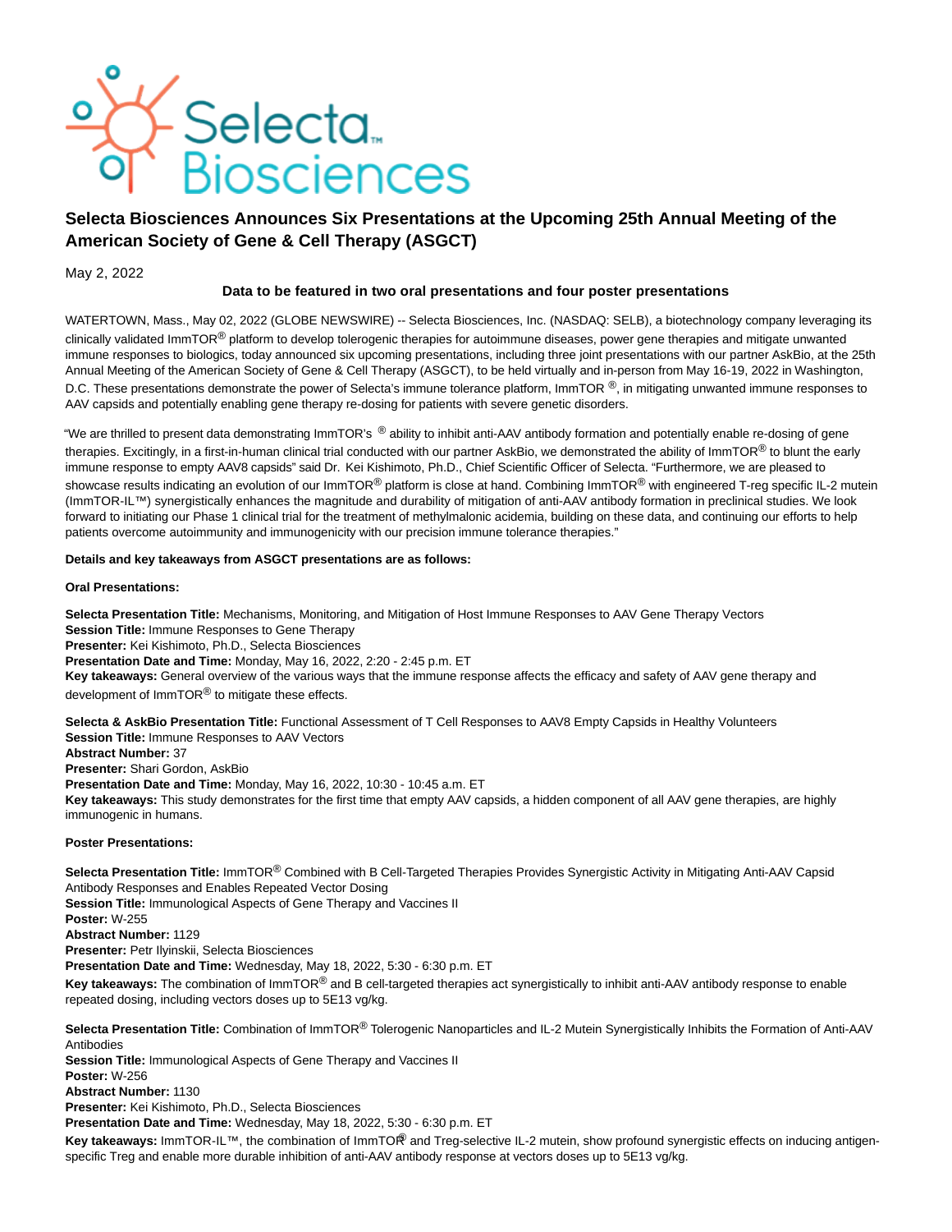# Selecta Biosciences Announces Six Presentations at the Upcoming 25th Annual Meeting of the American Society of Gene & Cell Therapy (ASGCT)

May 2, 2022

**Data to be featured in two oral presentations and four poster presentations**

WATERTOWN, Mass., May 02, 2022 (GLOBE NEWSWIRE) -- Selecta Biosciences, Inc. (NASDAQ: SELB), a biotechnology company leveraging its clinically validated ImmTOR® platform to develop tolerogenic therapies for autoimmune diseases, power gene therapies and mitigate unwanted immune responses to biologics, today announced six upcoming presentations, including three joint presentations with our partner AskBio, at the 25th Annual Meeting of the American Society of Gene & Cell Therapy (ASGCT), to be held virtually and in-person from May 16-19, 2022 in Washington, D.C. These presentations demonstrate the power of Selecta's immune tolerance platform, ImmTOR ®, in mitigating unwanted immune responses to AAV capsids and potentially enabling gene therapy re-dosing for patients with severe genetic disorders.

"We are thrilled to present data demonstrating ImmTOR's ® ability to inhibit anti-AAV antibody formation and potentially enable re-dosing of gene therapies. Excitingly, in a first-in-human clinical trial conducted with our partner AskBio, we demonstrated the ability of ImmTOR® to blunt the early immune response to empty AAV8 capsids" said Dr. Kei Kishimoto, Ph.D., Chief Scientific Officer of Selecta. "Furthermore, we are pleased to showcase results indicating an evolution of our ImmTOR® platform is close at hand. Combining ImmTOR® with engineered T-reg specific IL-2 mutein (ImmTOR-IL™) synergistically enhances the magnitude and durability of mitigation of anti-AAV antibody formation in preclinical studies. We look forward to initiating our Phase 1 clinical trial for the treatment of methylmalonic acidemia, building on these data, and continuing our efforts to help patients overcome autoimmunity and immunogenicity with our precision immune tolerance therapies."

**Details and key takeaways from ASGCT presentations are as follows:**

**Oral Presentations:**

**Selecta Presentation Title:** Mechanisms, Monitoring, and Mitigation of Host Immune Responses to AAV Gene Therapy Vectors
**Session Title:** Immune Responses to Gene Therapy
**Presenter:** Kei Kishimoto, Ph.D., Selecta Biosciences
**Presentation Date and Time:** Monday, May 16, 2022, 2:20 - 2:45 p.m. ET
**Key takeaways:** General overview of the various ways that the immune response affects the efficacy and safety of AAV gene therapy and development of ImmTOR® to mitigate these effects.

**Selecta & AskBio Presentation Title:** Functional Assessment of T Cell Responses to AAV8 Empty Capsids in Healthy Volunteers
**Session Title:** Immune Responses to AAV Vectors
**Abstract Number:** 37
**Presenter:** Shari Gordon, AskBio
**Presentation Date and Time:** Monday, May 16, 2022, 10:30 - 10:45 a.m. ET
**Key takeaways:** This study demonstrates for the first time that empty AAV capsids, a hidden component of all AAV gene therapies, are highly immunogenic in humans.

**Poster Presentations:**

**Selecta Presentation Title:** ImmTOR® Combined with B Cell-Targeted Therapies Provides Synergistic Activity in Mitigating Anti-AAV Capsid Antibody Responses and Enables Repeated Vector Dosing
**Session Title:** Immunological Aspects of Gene Therapy and Vaccines II
**Poster:** W-255
**Abstract Number:** 1129
**Presenter:** Petr Ilyinskii, Selecta Biosciences
**Presentation Date and Time:** Wednesday, May 18, 2022, 5:30 - 6:30 p.m. ET
**Key takeaways:** The combination of ImmTOR® and B cell-targeted therapies act synergistically to inhibit anti-AAV antibody response to enable repeated dosing, including vectors doses up to 5E13 vg/kg.

**Selecta Presentation Title:** Combination of ImmTOR® Tolerogenic Nanoparticles and IL-2 Mutein Synergistically Inhibits the Formation of Anti-AAV Antibodies
**Session Title:** Immunological Aspects of Gene Therapy and Vaccines II
**Poster:** W-256
**Abstract Number:** 1130
**Presenter:** Kei Kishimoto, Ph.D., Selecta Biosciences
**Presentation Date and Time:** Wednesday, May 18, 2022, 5:30 - 6:30 p.m. ET
**Key takeaways:** ImmTOR-IL™, the combination of ImmTOR® and Treg-selective IL-2 mutein, show profound synergistic effects on inducing antigen-specific Treg and enable more durable inhibition of anti-AAV antibody response at vectors doses up to 5E13 vg/kg.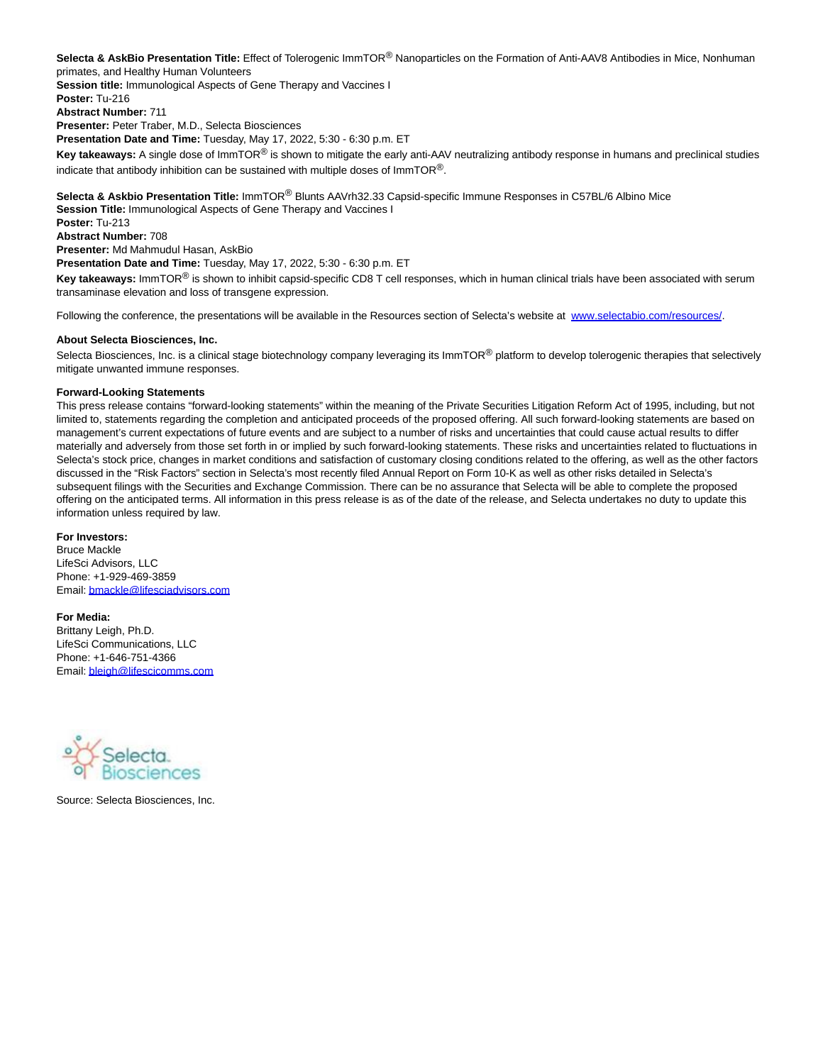**Selecta & AskBio Presentation Title:** Effect of Tolerogenic ImmTOR® Nanoparticles on the Formation of Anti-AAV8 Antibodies in Mice, Nonhuman primates, and Healthy Human Volunteers
**Session title:** Immunological Aspects of Gene Therapy and Vaccines I
**Poster:** Tu-216
**Abstract Number:** 711
**Presenter:** Peter Traber, M.D., Selecta Biosciences
**Presentation Date and Time:** Tuesday, May 17, 2022, 5:30 - 6:30 p.m. ET
**Key takeaways:** A single dose of ImmTOR® is shown to mitigate the early anti-AAV neutralizing antibody response in humans and preclinical studies indicate that antibody inhibition can be sustained with multiple doses of ImmTOR®.

**Selecta & Askbio Presentation Title:** ImmTOR® Blunts AAVrh32.33 Capsid-specific Immune Responses in C57BL/6 Albino Mice
**Session Title:** Immunological Aspects of Gene Therapy and Vaccines I
**Poster:** Tu-213
**Abstract Number:** 708
**Presenter:** Md Mahmudul Hasan, AskBio
**Presentation Date and Time:** Tuesday, May 17, 2022, 5:30 - 6:30 p.m. ET
**Key takeaways:** ImmTOR® is shown to inhibit capsid-specific CD8 T cell responses, which in human clinical trials have been associated with serum transaminase elevation and loss of transgene expression.

Following the conference, the presentations will be available in the Resources section of Selecta's website at www.selectabio.com/resources/.

**About Selecta Biosciences, Inc.**

Selecta Biosciences, Inc. is a clinical stage biotechnology company leveraging its ImmTOR® platform to develop tolerogenic therapies that selectively mitigate unwanted immune responses.

**Forward-Looking Statements**

This press release contains "forward-looking statements" within the meaning of the Private Securities Litigation Reform Act of 1995, including, but not limited to, statements regarding the completion and anticipated proceeds of the proposed offering. All such forward-looking statements are based on management's current expectations of future events and are subject to a number of risks and uncertainties that could cause actual results to differ materially and adversely from those set forth in or implied by such forward-looking statements. These risks and uncertainties related to fluctuations in Selecta's stock price, changes in market conditions and satisfaction of customary closing conditions related to the offering, as well as the other factors discussed in the "Risk Factors" section in Selecta's most recently filed Annual Report on Form 10-K as well as other risks detailed in Selecta's subsequent filings with the Securities and Exchange Commission. There can be no assurance that Selecta will be able to complete the proposed offering on the anticipated terms. All information in this press release is as of the date of the release, and Selecta undertakes no duty to update this information unless required by law.

**For Investors:**
Bruce Mackle
LifeSci Advisors, LLC
Phone: +1-929-469-3859
Email: bmackle@lifesciadvisors.com

**For Media:**
Brittany Leigh, Ph.D.
LifeSci Communications, LLC
Phone: +1-646-751-4366
Email: bleigh@lifescicomms.com

Selecta Biosciences

Source: Selecta Biosciences, Inc.